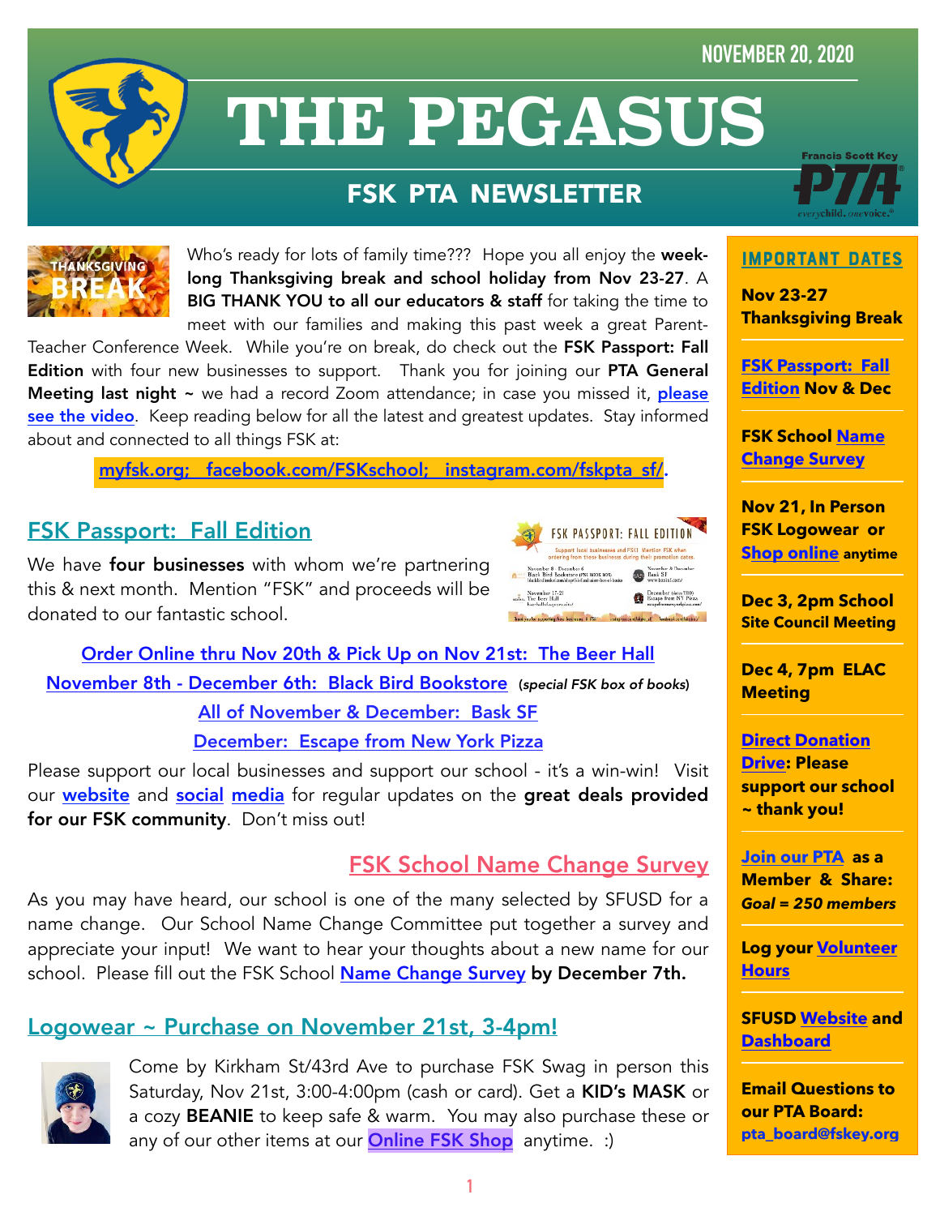NOVEMBER 20, 2020

# THE PEGASUS

## FSK PTA NEWSLETTER

Who's ready for lots of family time??? Hope you all enjoy the **week-long Thanksgiving break and school holiday from Nov 23-27**. A **BIG THANK YOU to all our educators & staff** for taking the time to meet with our families and making this past week a great Parent-Teacher Conference Week. While you're on break, do check out the **FSK Passport: Fall Edition** with four new businesses to support. Thank you for joining our **PTA General Meeting last night** ~ we had a record Zoom attendance; in case you missed it, **please see the video**. Keep reading below for all the latest and greatest updates. Stay informed about and connected to all things FSK at:

**myfsk.org; facebook.com/FSKschool; instagram.com/fskpta_sf/.**

## FSK Passport: Fall Edition

We have **four businesses** with whom we're partnering this & next month. Mention "FSK" and proceeds will be donated to our fantastic school.

Order Online thru Nov 20th & Pick Up on Nov 21st: The Beer Hall

November 8th - December 6th: Black Bird Bookstore (*special FSK box of books*)

All of November & December: Bask SF

December: Escape from New York Pizza

Please support our local businesses and support our school - it's a win-win! Visit our **website** and **social media** for regular updates on the **great deals provided for our FSK community**. Don't miss out!

## FSK School Name Change Survey

As you may have heard, our school is one of the many selected by SFUSD for a name change. Our School Name Change Committee put together a survey and appreciate your input! We want to hear your thoughts about a new name for our school. Please fill out the FSK School **Name Change Survey** **by December 7th.**

## Logowear ~ Purchase on November 21st, 3-4pm!

Come by Kirkham St/43rd Ave to purchase FSK Swag in person this Saturday, Nov 21st, 3:00-4:00pm (cash or card). Get a **KID's MASK** or a cozy **BEANIE** to keep safe & warm. You may also purchase these or any of our other items at our **Online FSK Shop** anytime. :)

## IMPORTANT DATES

**Nov 23-27 Thanksgiving Break**

**FSK Passport: Fall Edition Nov & Dec**

**FSK School Name Change Survey**

**Nov 21, In Person FSK Logowear or Shop online anytime**

**Dec 3, 2pm School Site Council Meeting**

**Dec 4, 7pm ELAC Meeting**

**Direct Donation Drive: Please support our school ~ thank you!**

**Join our PTA as a Member & Share:** ***Goal = 250 members***

**Log your Volunteer Hours**

**SFUSD Website and Dashboard**

**Email Questions to our PTA Board: pta_board@fskey.org**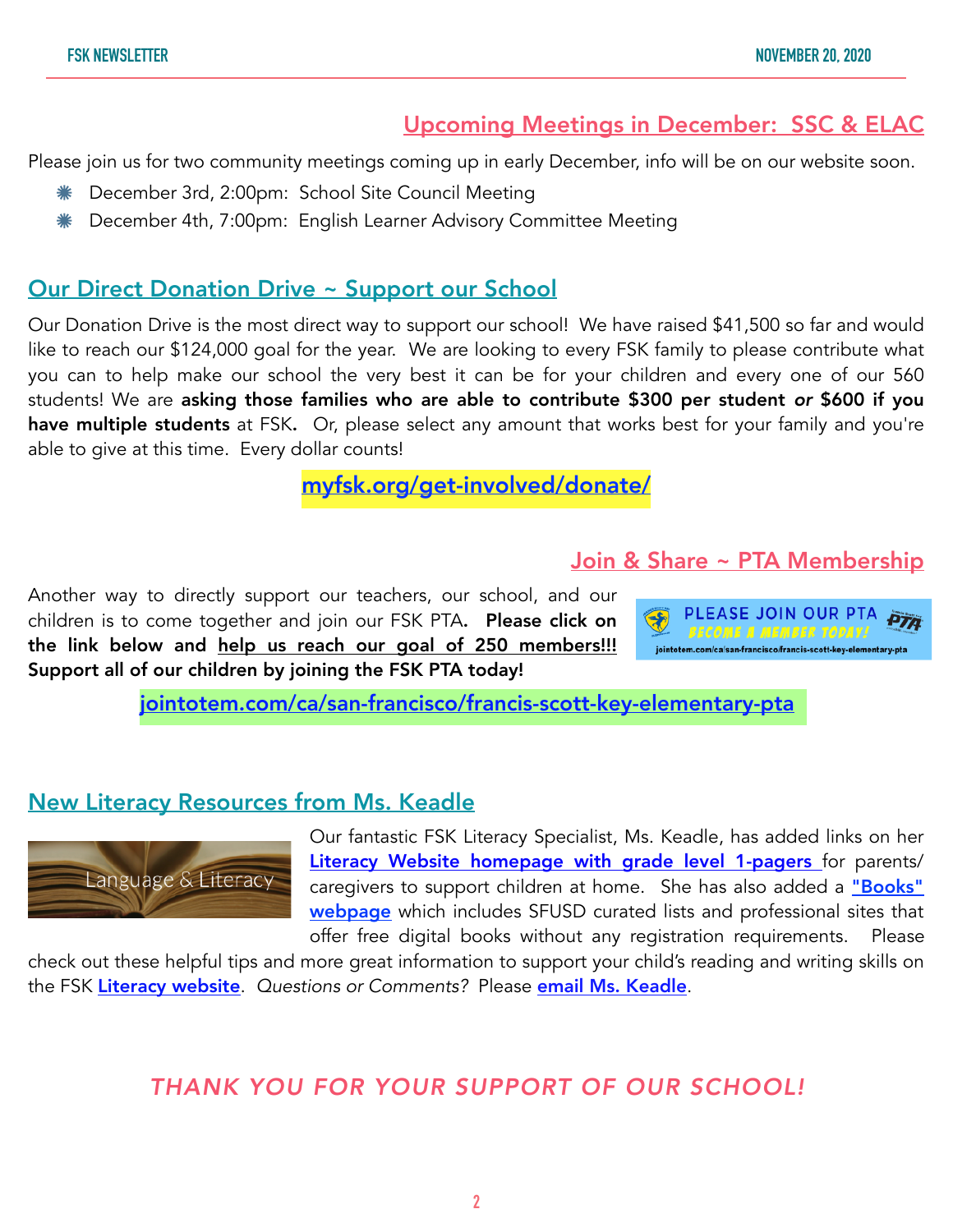## Upcoming Meetings in December: SSC & ELAC

Please join us for two community meetings coming up in early December, info will be on our website soon.

- December 3rd, 2:00pm: School Site Council Meeting
- December 4th, 7:00pm: English Learner Advisory Committee Meeting

## Our Direct Donation Drive ~ Support our School

Our Donation Drive is the most direct way to support our school! We have raised $41,500 so far and would like to reach our $124,000 goal for the year. We are looking to every FSK family to please contribute what you can to help make our school the very best it can be for your children and every one of our 560 students! We are **asking those families who are able to contribute $300 per student *or* $600 if you have multiple students** at FSK. Or, please select any amount that works best for your family and you're able to give at this time. Every dollar counts!

**myfsk.org/get-involved/donate/**

## Join & Share ~ PTA Membership

Another way to directly support our teachers, our school, and our children is to come together and join our FSK PTA**. Please click on the link below and help us reach our goal of 250 members!!! Support all of our children by joining the FSK PTA today!**

**jointotem.com/ca/san-francisco/francis-scott-key-elementary-pta**

## New Literacy Resources from Ms. Keadle

Our fantastic FSK Literacy Specialist, Ms. Keadle, has added links on her **Literacy Website homepage with grade level 1-pagers** for parents/caregivers to support children at home. She has also added a **"Books" webpage** which includes SFUSD curated lists and professional sites that offer free digital books without any registration requirements. Please check out these helpful tips and more great information to support your child's reading and writing skills on the FSK **Literacy website**. *Questions or Comments?* Please **email Ms. Keadle**.

*THANK YOU FOR YOUR SUPPORT OF OUR SCHOOL!*